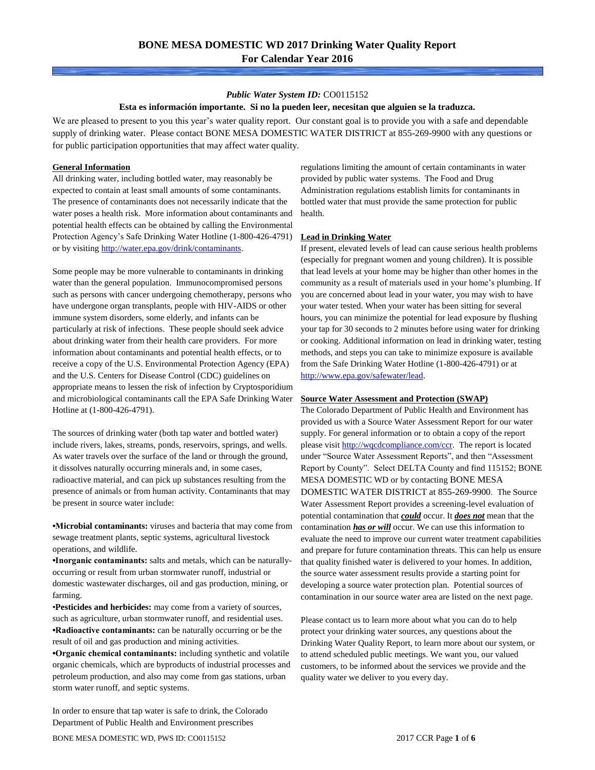# BONE MESA DOMESTIC WD 2017 Drinking Water Quality Report
# For Calendar Year 2016

***Public Water System ID:*** CO0115152

**Esta es información importante. Si no la pueden leer, necesitan que alguien se la traduzca.**

We are pleased to present to you this year's water quality report. Our constant goal is to provide you with a safe and dependable supply of drinking water. Please contact BONE MESA DOMESTIC WATER DISTRICT at 855-269-9900 with any questions or for public participation opportunities that may affect water quality.

## General Information

All drinking water, including bottled water, may reasonably be expected to contain at least small amounts of some contaminants. The presence of contaminants does not necessarily indicate that the water poses a health risk. More information about contaminants and potential health effects can be obtained by calling the Environmental Protection Agency's Safe Drinking Water Hotline (1-800-426-4791) or by visiting http://water.epa.gov/drink/contaminants.

Some people may be more vulnerable to contaminants in drinking water than the general population. Immunocompromised persons such as persons with cancer undergoing chemotherapy, persons who have undergone organ transplants, people with HIV-AIDS or other immune system disorders, some elderly, and infants can be particularly at risk of infections. These people should seek advice about drinking water from their health care providers. For more information about contaminants and potential health effects, or to receive a copy of the U.S. Environmental Protection Agency (EPA) and the U.S. Centers for Disease Control (CDC) guidelines on appropriate means to lessen the risk of infection by Cryptosporidium and microbiological contaminants call the EPA Safe Drinking Water Hotline at (1-800-426-4791).

The sources of drinking water (both tap water and bottled water) include rivers, lakes, streams, ponds, reservoirs, springs, and wells. As water travels over the surface of the land or through the ground, it dissolves naturally occurring minerals and, in some cases, radioactive material, and can pick up substances resulting from the presence of animals or from human activity. Contaminants that may be present in source water include:

- **Microbial contaminants:** viruses and bacteria that may come from sewage treatment plants, septic systems, agricultural livestock operations, and wildlife.
- **Inorganic contaminants:** salts and metals, which can be naturally-occurring or result from urban stormwater runoff, industrial or domestic wastewater discharges, oil and gas production, mining, or farming.
- **Pesticides and herbicides:** may come from a variety of sources, such as agriculture, urban stormwater runoff, and residential uses.
- **Radioactive contaminants:** can be naturally occurring or be the result of oil and gas production and mining activities.
- **Organic chemical contaminants:** including synthetic and volatile organic chemicals, which are byproducts of industrial processes and petroleum production, and also may come from gas stations, urban storm water runoff, and septic systems.

In order to ensure that tap water is safe to drink, the Colorado Department of Public Health and Environment prescribes regulations limiting the amount of certain contaminants in water provided by public water systems. The Food and Drug Administration regulations establish limits for contaminants in bottled water that must provide the same protection for public health.

## Lead in Drinking Water

If present, elevated levels of lead can cause serious health problems (especially for pregnant women and young children). It is possible that lead levels at your home may be higher than other homes in the community as a result of materials used in your home's plumbing. If you are concerned about lead in your water, you may wish to have your water tested. When your water has been sitting for several hours, you can minimize the potential for lead exposure by flushing your tap for 30 seconds to 2 minutes before using water for drinking or cooking. Additional information on lead in drinking water, testing methods, and steps you can take to minimize exposure is available from the Safe Drinking Water Hotline (1-800-426-4791) or at http://www.epa.gov/safewater/lead.

## Source Water Assessment and Protection (SWAP)

The Colorado Department of Public Health and Environment has provided us with a Source Water Assessment Report for our water supply. For general information or to obtain a copy of the report please visit http://wqcdcompliance.com/ccr. The report is located under "Source Water Assessment Reports", and then "Assessment Report by County". Select DELTA County and find 115152; BONE MESA DOMESTIC WD or by contacting BONE MESA DOMESTIC WATER DISTRICT at 855-269-9900. The Source Water Assessment Report provides a screening-level evaluation of potential contamination that ***could*** occur. It ***does not*** mean that the contamination ***has or will*** occur. We can use this information to evaluate the need to improve our current water treatment capabilities and prepare for future contamination threats. This can help us ensure that quality finished water is delivered to your homes. In addition, the source water assessment results provide a starting point for developing a source water protection plan. Potential sources of contamination in our source water area are listed on the next page.

Please contact us to learn more about what you can do to help protect your drinking water sources, any questions about the Drinking Water Quality Report, to learn more about our system, or to attend scheduled public meetings. We want you, our valued customers, to be informed about the services we provide and the quality water we deliver to you every day.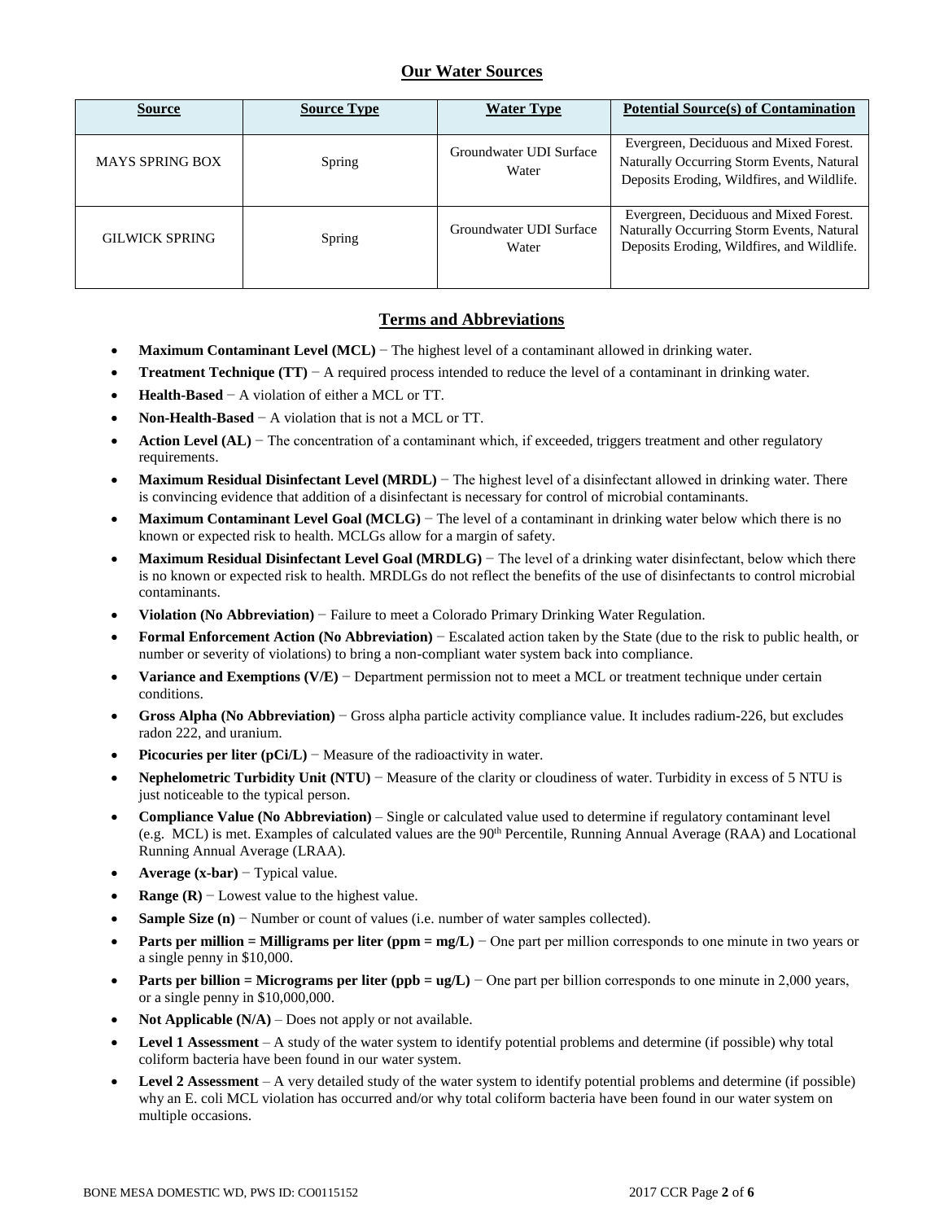## Our Water Sources

| Source | Source Type | Water Type | Potential Source(s) of Contamination |
|---|---|---|---|
| MAYS SPRING BOX | Spring | Groundwater UDI Surface Water | Evergreen, Deciduous and Mixed Forest. Naturally Occurring Storm Events, Natural Deposits Eroding, Wildfires, and Wildlife. |
| GILWICK SPRING | Spring | Groundwater UDI Surface Water | Evergreen, Deciduous and Mixed Forest. Naturally Occurring Storm Events, Natural Deposits Eroding, Wildfires, and Wildlife. |

## Terms and Abbreviations

- **Maximum Contaminant Level (MCL)** − The highest level of a contaminant allowed in drinking water.
- **Treatment Technique (TT)** − A required process intended to reduce the level of a contaminant in drinking water.
- **Health-Based** − A violation of either a MCL or TT.
- **Non-Health-Based** − A violation that is not a MCL or TT.
- **Action Level (AL)** − The concentration of a contaminant which, if exceeded, triggers treatment and other regulatory requirements.
- **Maximum Residual Disinfectant Level (MRDL)** − The highest level of a disinfectant allowed in drinking water. There is convincing evidence that addition of a disinfectant is necessary for control of microbial contaminants.
- **Maximum Contaminant Level Goal (MCLG)** − The level of a contaminant in drinking water below which there is no known or expected risk to health. MCLGs allow for a margin of safety.
- **Maximum Residual Disinfectant Level Goal (MRDLG)** − The level of a drinking water disinfectant, below which there is no known or expected risk to health. MRDLGs do not reflect the benefits of the use of disinfectants to control microbial contaminants.
- **Violation (No Abbreviation)** − Failure to meet a Colorado Primary Drinking Water Regulation.
- **Formal Enforcement Action (No Abbreviation)** − Escalated action taken by the State (due to the risk to public health, or number or severity of violations) to bring a non-compliant water system back into compliance.
- **Variance and Exemptions (V/E)** − Department permission not to meet a MCL or treatment technique under certain conditions.
- **Gross Alpha (No Abbreviation)** − Gross alpha particle activity compliance value. It includes radium-226, but excludes radon 222, and uranium.
- **Picocuries per liter (pCi/L)** − Measure of the radioactivity in water.
- **Nephelometric Turbidity Unit (NTU)** − Measure of the clarity or cloudiness of water. Turbidity in excess of 5 NTU is just noticeable to the typical person.
- **Compliance Value (No Abbreviation)** – Single or calculated value used to determine if regulatory contaminant level (e.g. MCL) is met. Examples of calculated values are the 90th Percentile, Running Annual Average (RAA) and Locational Running Annual Average (LRAA).
- **Average (x-bar)** − Typical value.
- **Range (R)** − Lowest value to the highest value.
- **Sample Size (n)** − Number or count of values (i.e. number of water samples collected).
- **Parts per million = Milligrams per liter (ppm = mg/L)** − One part per million corresponds to one minute in two years or a single penny in $10,000.
- **Parts per billion = Micrograms per liter (ppb = ug/L)** − One part per billion corresponds to one minute in 2,000 years, or a single penny in $10,000,000.
- **Not Applicable (N/A)** – Does not apply or not available.
- **Level 1 Assessment** – A study of the water system to identify potential problems and determine (if possible) why total coliform bacteria have been found in our water system.
- **Level 2 Assessment** – A very detailed study of the water system to identify potential problems and determine (if possible) why an E. coli MCL violation has occurred and/or why total coliform bacteria have been found in our water system on multiple occasions.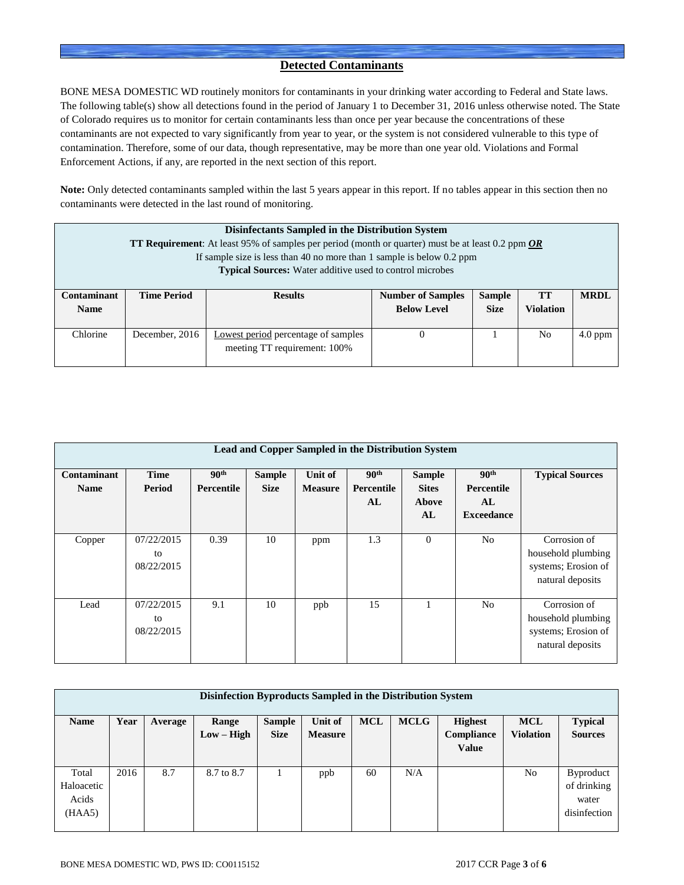## Detected Contaminants

BONE MESA DOMESTIC WD routinely monitors for contaminants in your drinking water according to Federal and State laws. The following table(s) show all detections found in the period of January 1 to December 31, 2016 unless otherwise noted. The State of Colorado requires us to monitor for certain contaminants less than once per year because the concentrations of these contaminants are not expected to vary significantly from year to year, or the system is not considered vulnerable to this type of contamination. Therefore, some of our data, though representative, may be more than one year old. Violations and Formal Enforcement Actions, if any, are reported in the next section of this report.

**Note:** Only detected contaminants sampled within the last 5 years appear in this report. If no tables appear in this section then no contaminants were detected in the last round of monitoring.

**Disinfectants Sampled in the Distribution System**
**TT Requirement**: At least 95% of samples per period (month or quarter) must be at least 0.2 ppm ***OR***
If sample size is less than 40 no more than 1 sample is below 0.2 ppm
**Typical Sources:** Water additive used to control microbes

| Contaminant Name | Time Period | Results | Number of Samples Below Level | Sample Size | TT Violation | MRDL |
|---|---|---|---|---|---|---|
| Chlorine | December, 2016 | Lowest period percentage of samples meeting TT requirement: 100% | 0 | 1 | No | 4.0 ppm |

**Lead and Copper Sampled in the Distribution System**

| Contaminant Name | Time Period | 90th Percentile | Sample Size | Unit of Measure | 90th Percentile AL | Sample Sites Above AL | 90th Percentile AL Exceedance | Typical Sources |
|---|---|---|---|---|---|---|---|---|
| Copper | 07/22/2015 to 08/22/2015 | 0.39 | 10 | ppm | 1.3 | 0 | No | Corrosion of household plumbing systems; Erosion of natural deposits |
| Lead | 07/22/2015 to 08/22/2015 | 9.1 | 10 | ppb | 15 | 1 | No | Corrosion of household plumbing systems; Erosion of natural deposits |

**Disinfection Byproducts Sampled in the Distribution System**

| Name | Year | Average | Range Low – High | Sample Size | Unit of Measure | MCL | MCLG | Highest Compliance Value | MCL Violation | Typical Sources |
|---|---|---|---|---|---|---|---|---|---|---|
| Total Haloacetic Acids (HAA5) | 2016 | 8.7 | 8.7 to 8.7 | 1 | ppb | 60 | N/A | | No | Byproduct of drinking water disinfection |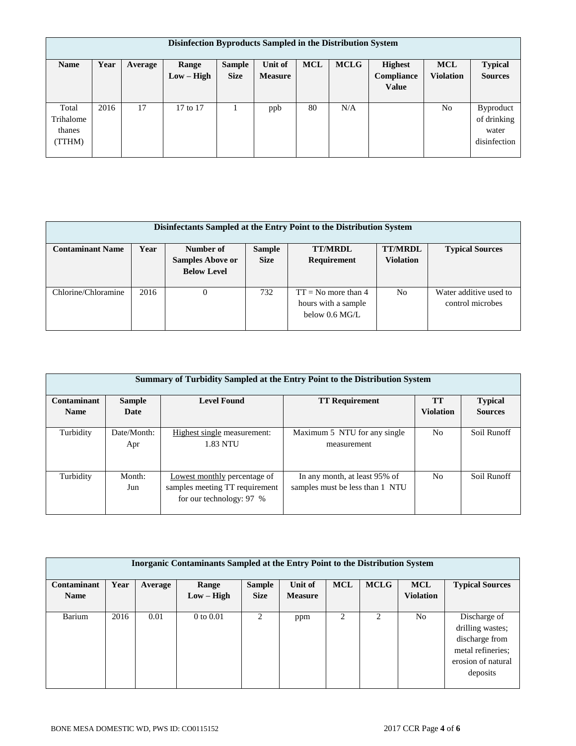| Disinfection Byproducts Sampled in the Distribution System | | | | | | | | | | |
|---|---|---|---|---|---|---|---|---|---|---|
| **Name** | **Year** | **Average** | **Range Low – High** | **Sample Size** | **Unit of Measure** | **MCL** | **MCLG** | **Highest Compliance Value** | **MCL Violation** | **Typical Sources** |
| Total Trihalomethanes (TTHM) | 2016 | 17 | 17 to 17 | 1 | ppb | 80 | N/A | | No | Byproduct of drinking water disinfection |

| Disinfectants Sampled at the Entry Point to the Distribution System | | | | | | |
|---|---|---|---|---|---|---|
| **Contaminant Name** | **Year** | **Number of Samples Above or Below Level** | **Sample Size** | **TT/MRDL Requirement** | **TT/MRDL Violation** | **Typical Sources** |
| Chlorine/Chloramine | 2016 | 0 | 732 | TT = No more than 4 hours with a sample below 0.6 MG/L | No | Water additive used to control microbes |

| Summary of Turbidity Sampled at the Entry Point to the Distribution System | | | | | |
|---|---|---|---|---|---|
| **Contaminant Name** | **Sample Date** | **Level Found** | **TT Requirement** | **TT Violation** | **Typical Sources** |
| Turbidity | Date/Month: Apr | Highest single measurement: 1.83 NTU | Maximum 5 NTU for any single measurement | No | Soil Runoff |
| Turbidity | Month: Jun | Lowest monthly percentage of samples meeting TT requirement for our technology: 97 % | In any month, at least 95% of samples must be less than 1 NTU | No | Soil Runoff |

| Inorganic Contaminants Sampled at the Entry Point to the Distribution System | | | | | | | | | |
|---|---|---|---|---|---|---|---|---|---|
| **Contaminant Name** | **Year** | **Average** | **Range Low – High** | **Sample Size** | **Unit of Measure** | **MCL** | **MCLG** | **MCL Violation** | **Typical Sources** |
| Barium | 2016 | 0.01 | 0 to 0.01 | 2 | ppm | 2 | 2 | No | Discharge of drilling wastes; discharge from metal refineries; erosion of natural deposits |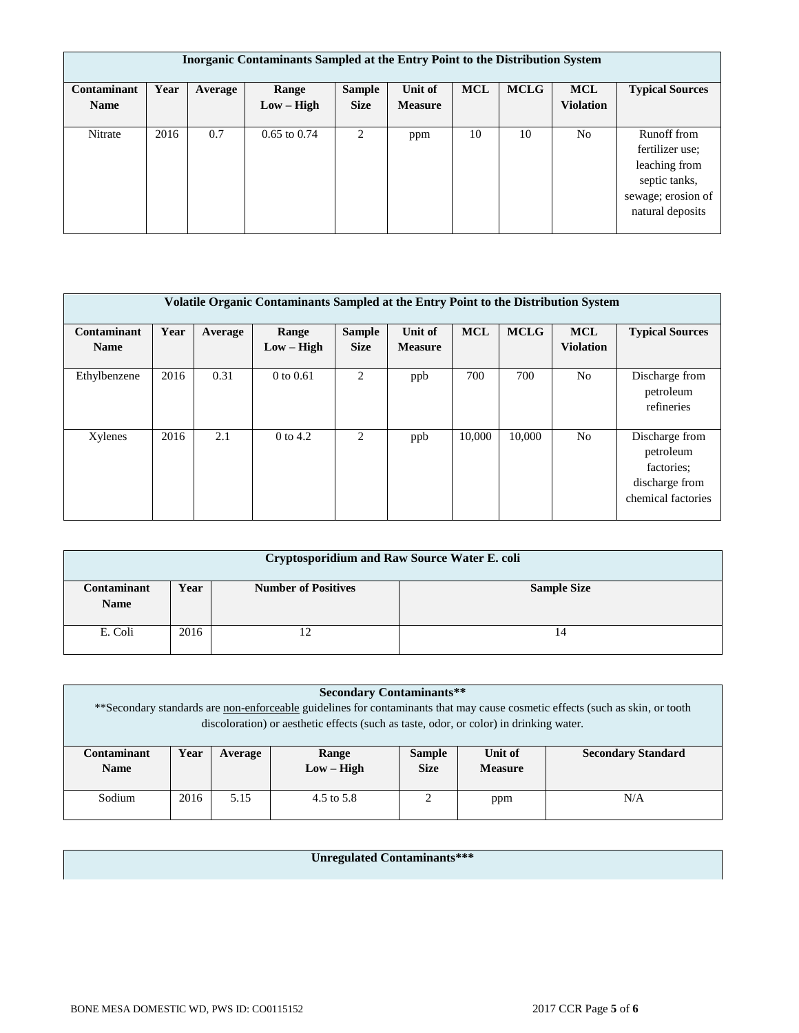| Inorganic Contaminants Sampled at the Entry Point to the Distribution System | | | | | | | | | |
|---|---|---|---|---|---|---|---|---|---|
| **Contaminant Name** | **Year** | **Average** | **Range Low – High** | **Sample Size** | **Unit of Measure** | **MCL** | **MCLG** | **MCL Violation** | **Typical Sources** |
| Nitrate | 2016 | 0.7 | 0.65 to 0.74 | 2 | ppm | 10 | 10 | No | Runoff from fertilizer use; leaching from septic tanks, sewage; erosion of natural deposits |

| Volatile Organic Contaminants Sampled at the Entry Point to the Distribution System | | | | | | | | | |
|---|---|---|---|---|---|---|---|---|---|
| **Contaminant Name** | **Year** | **Average** | **Range Low – High** | **Sample Size** | **Unit of Measure** | **MCL** | **MCLG** | **MCL Violation** | **Typical Sources** |
| Ethylbenzene | 2016 | 0.31 | 0 to 0.61 | 2 | ppb | 700 | 700 | No | Discharge from petroleum refineries |
| Xylenes | 2016 | 2.1 | 0 to 4.2 | 2 | ppb | 10,000 | 10,000 | No | Discharge from petroleum factories; discharge from chemical factories |

| Cryptosporidium and Raw Source Water E. coli | | | |
|---|---|---|---|
| **Contaminant Name** | **Year** | **Number of Positives** | **Sample Size** |
| E. Coli | 2016 | 12 | 14 |

| Secondary Contaminants** <br> **Secondary standards are non-enforceable guidelines for contaminants that may cause cosmetic effects (such as skin, or tooth discoloration) or aesthetic effects (such as taste, odor, or color) in drinking water. | | | | | | |
|---|---|---|---|---|---|---|
| **Contaminant Name** | **Year** | **Average** | **Range Low – High** | **Sample Size** | **Unit of Measure** | **Secondary Standard** |
| Sodium | 2016 | 5.15 | 4.5 to 5.8 | 2 | ppm | N/A |

**Unregulated Contaminants*****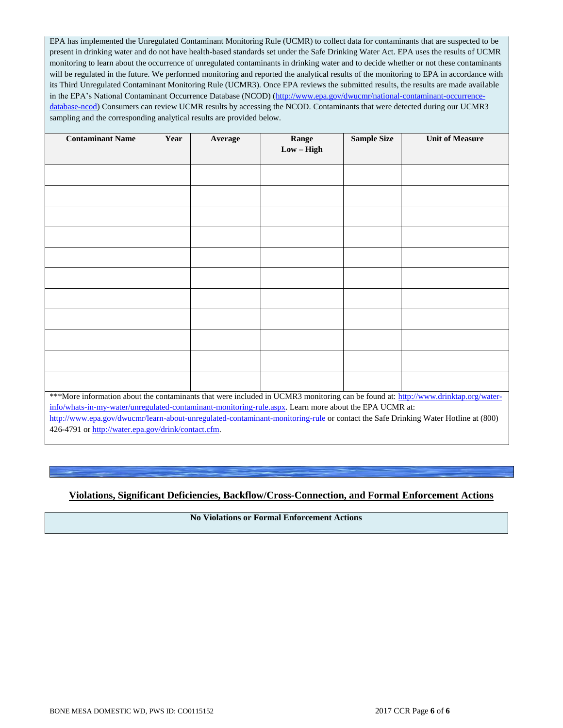EPA has implemented the Unregulated Contaminant Monitoring Rule (UCMR) to collect data for contaminants that are suspected to be present in drinking water and do not have health-based standards set under the Safe Drinking Water Act. EPA uses the results of UCMR monitoring to learn about the occurrence of unregulated contaminants in drinking water and to decide whether or not these contaminants will be regulated in the future. We performed monitoring and reported the analytical results of the monitoring to EPA in accordance with its Third Unregulated Contaminant Monitoring Rule (UCMR3). Once EPA reviews the submitted results, the results are made available in the EPA's National Contaminant Occurrence Database (NCOD) (http://www.epa.gov/dwucmr/national-contaminant-occurrence-database-ncod) Consumers can review UCMR results by accessing the NCOD. Contaminants that were detected during our UCMR3 sampling and the corresponding analytical results are provided below.

| Contaminant Name | Year | Average | Range Low – High | Sample Size | Unit of Measure |
|---|---|---|---|---|---|
| | | | | | |
| | | | | | |
| | | | | | |
| | | | | | |
| | | | | | |
| | | | | | |
| | | | | | |
| | | | | | |
| | | | | | |
| | | | | | |
| | | | | | |

***More information about the contaminants that were included in UCMR3 monitoring can be found at: http://www.drinktap.org/water-info/whats-in-my-water/unregulated-contaminant-monitoring-rule.aspx. Learn more about the EPA UCMR at: http://www.epa.gov/dwucmr/learn-about-unregulated-contaminant-monitoring-rule or contact the Safe Drinking Water Hotline at (800) 426-4791 or http://water.epa.gov/drink/contact.cfm.

## Violations, Significant Deficiencies, Backflow/Cross-Connection, and Formal Enforcement Actions

**No Violations or Formal Enforcement Actions**